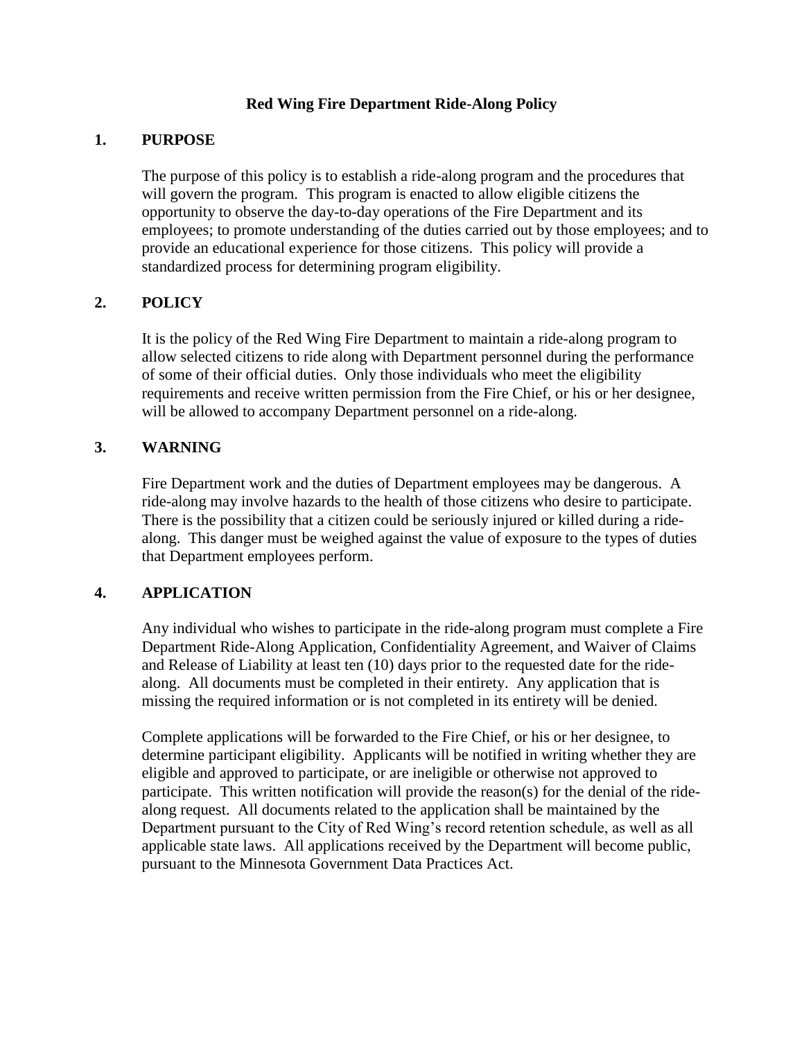# Red Wing Fire Department Ride-Along Policy

## 1. PURPOSE

The purpose of this policy is to establish a ride-along program and the procedures that will govern the program. This program is enacted to allow eligible citizens the opportunity to observe the day-to-day operations of the Fire Department and its employees; to promote understanding of the duties carried out by those employees; and to provide an educational experience for those citizens. This policy will provide a standardized process for determining program eligibility.

## 2. POLICY

It is the policy of the Red Wing Fire Department to maintain a ride-along program to allow selected citizens to ride along with Department personnel during the performance of some of their official duties. Only those individuals who meet the eligibility requirements and receive written permission from the Fire Chief, or his or her designee, will be allowed to accompany Department personnel on a ride-along.

## 3. WARNING

Fire Department work and the duties of Department employees may be dangerous. A ride-along may involve hazards to the health of those citizens who desire to participate. There is the possibility that a citizen could be seriously injured or killed during a ride-along. This danger must be weighed against the value of exposure to the types of duties that Department employees perform.

## 4. APPLICATION

Any individual who wishes to participate in the ride-along program must complete a Fire Department Ride-Along Application, Confidentiality Agreement, and Waiver of Claims and Release of Liability at least ten (10) days prior to the requested date for the ride-along. All documents must be completed in their entirety. Any application that is missing the required information or is not completed in its entirety will be denied.

Complete applications will be forwarded to the Fire Chief, or his or her designee, to determine participant eligibility. Applicants will be notified in writing whether they are eligible and approved to participate, or are ineligible or otherwise not approved to participate. This written notification will provide the reason(s) for the denial of the ride-along request. All documents related to the application shall be maintained by the Department pursuant to the City of Red Wing's record retention schedule, as well as all applicable state laws. All applications received by the Department will become public, pursuant to the Minnesota Government Data Practices Act.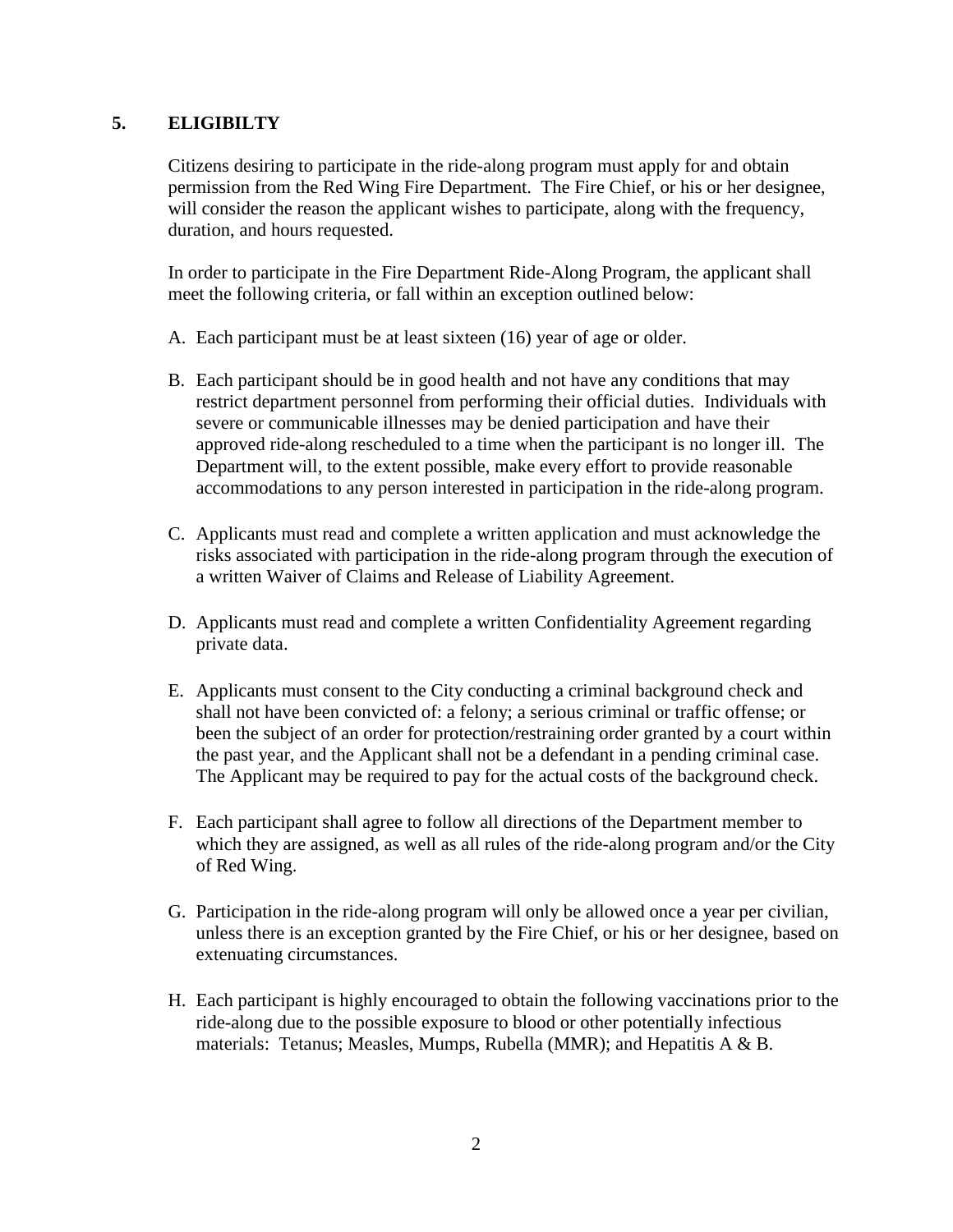## 5. ELIGIBILTY

Citizens desiring to participate in the ride-along program must apply for and obtain permission from the Red Wing Fire Department. The Fire Chief, or his or her designee, will consider the reason the applicant wishes to participate, along with the frequency, duration, and hours requested.

In order to participate in the Fire Department Ride-Along Program, the applicant shall meet the following criteria, or fall within an exception outlined below:

A. Each participant must be at least sixteen (16) year of age or older.

B. Each participant should be in good health and not have any conditions that may restrict department personnel from performing their official duties. Individuals with severe or communicable illnesses may be denied participation and have their approved ride-along rescheduled to a time when the participant is no longer ill. The Department will, to the extent possible, make every effort to provide reasonable accommodations to any person interested in participation in the ride-along program.

C. Applicants must read and complete a written application and must acknowledge the risks associated with participation in the ride-along program through the execution of a written Waiver of Claims and Release of Liability Agreement.

D. Applicants must read and complete a written Confidentiality Agreement regarding private data.

E. Applicants must consent to the City conducting a criminal background check and shall not have been convicted of: a felony; a serious criminal or traffic offense; or been the subject of an order for protection/restraining order granted by a court within the past year, and the Applicant shall not be a defendant in a pending criminal case. The Applicant may be required to pay for the actual costs of the background check.

F. Each participant shall agree to follow all directions of the Department member to which they are assigned, as well as all rules of the ride-along program and/or the City of Red Wing.

G. Participation in the ride-along program will only be allowed once a year per civilian, unless there is an exception granted by the Fire Chief, or his or her designee, based on extenuating circumstances.

H. Each participant is highly encouraged to obtain the following vaccinations prior to the ride-along due to the possible exposure to blood or other potentially infectious materials: Tetanus; Measles, Mumps, Rubella (MMR); and Hepatitis A & B.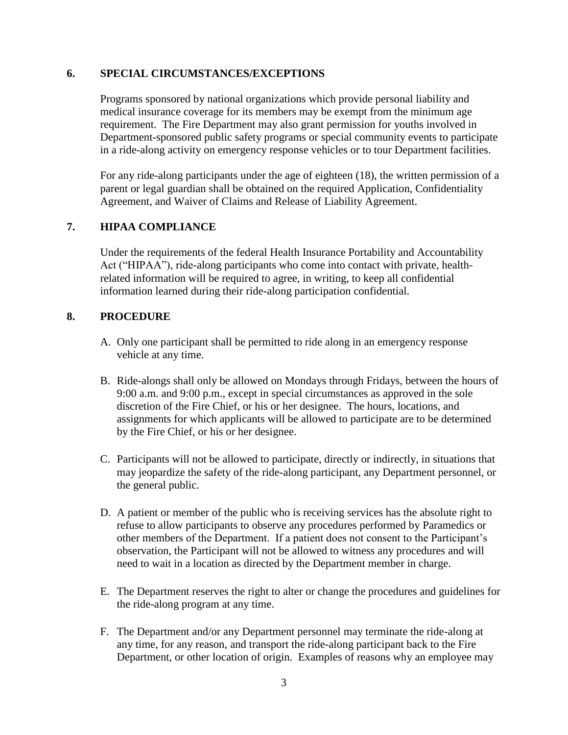## 6. SPECIAL CIRCUMSTANCES/EXCEPTIONS

Programs sponsored by national organizations which provide personal liability and medical insurance coverage for its members may be exempt from the minimum age requirement. The Fire Department may also grant permission for youths involved in Department-sponsored public safety programs or special community events to participate in a ride-along activity on emergency response vehicles or to tour Department facilities.

For any ride-along participants under the age of eighteen (18), the written permission of a parent or legal guardian shall be obtained on the required Application, Confidentiality Agreement, and Waiver of Claims and Release of Liability Agreement.

## 7. HIPAA COMPLIANCE

Under the requirements of the federal Health Insurance Portability and Accountability Act ("HIPAA"), ride-along participants who come into contact with private, health-related information will be required to agree, in writing, to keep all confidential information learned during their ride-along participation confidential.

## 8. PROCEDURE

A. Only one participant shall be permitted to ride along in an emergency response vehicle at any time.

B. Ride-alongs shall only be allowed on Mondays through Fridays, between the hours of 9:00 a.m. and 9:00 p.m., except in special circumstances as approved in the sole discretion of the Fire Chief, or his or her designee. The hours, locations, and assignments for which applicants will be allowed to participate are to be determined by the Fire Chief, or his or her designee.

C. Participants will not be allowed to participate, directly or indirectly, in situations that may jeopardize the safety of the ride-along participant, any Department personnel, or the general public.

D. A patient or member of the public who is receiving services has the absolute right to refuse to allow participants to observe any procedures performed by Paramedics or other members of the Department. If a patient does not consent to the Participant's observation, the Participant will not be allowed to witness any procedures and will need to wait in a location as directed by the Department member in charge.

E. The Department reserves the right to alter or change the procedures and guidelines for the ride-along program at any time.

F. The Department and/or any Department personnel may terminate the ride-along at any time, for any reason, and transport the ride-along participant back to the Fire Department, or other location of origin. Examples of reasons why an employee may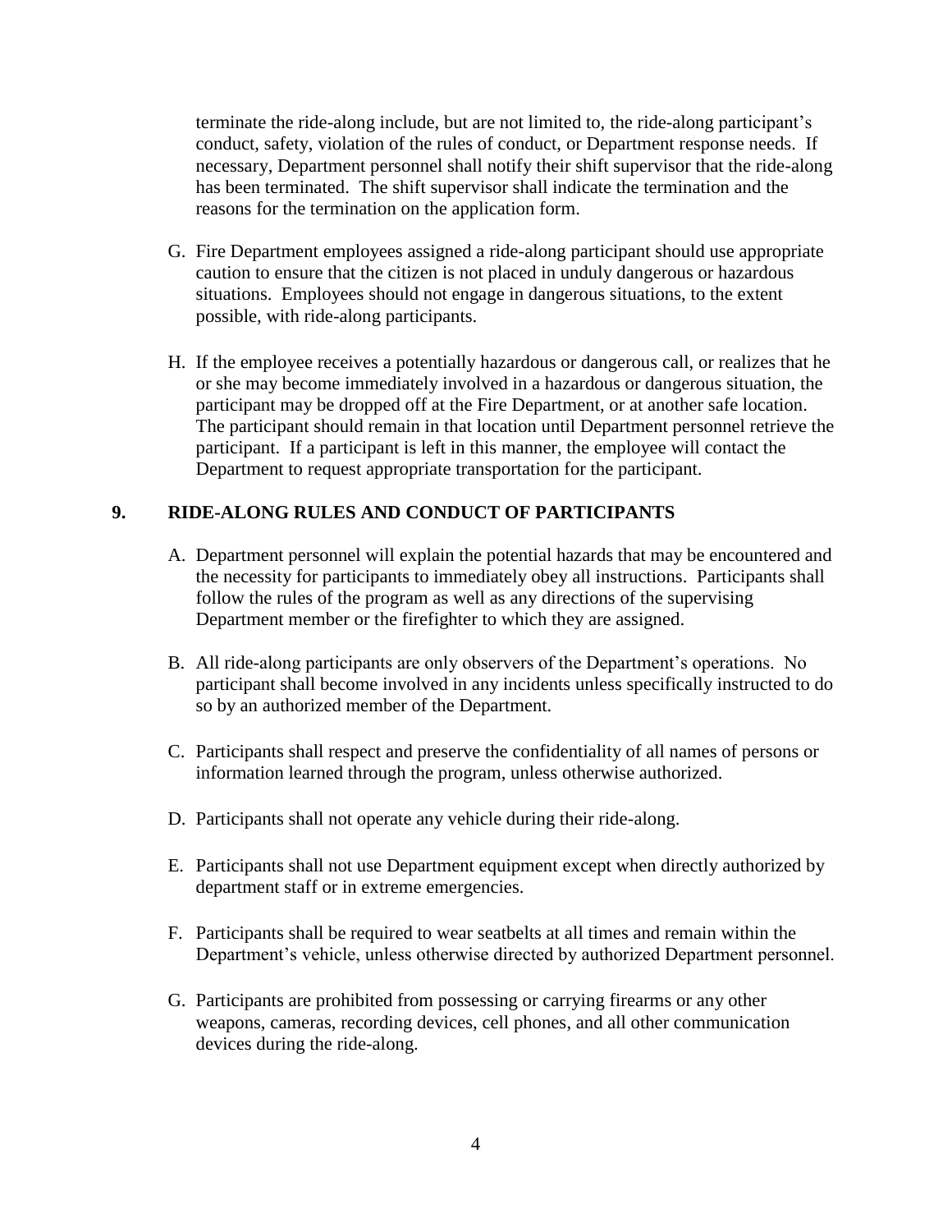terminate the ride-along include, but are not limited to, the ride-along participant's conduct, safety, violation of the rules of conduct, or Department response needs. If necessary, Department personnel shall notify their shift supervisor that the ride-along has been terminated. The shift supervisor shall indicate the termination and the reasons for the termination on the application form.

G. Fire Department employees assigned a ride-along participant should use appropriate caution to ensure that the citizen is not placed in unduly dangerous or hazardous situations. Employees should not engage in dangerous situations, to the extent possible, with ride-along participants.

H. If the employee receives a potentially hazardous or dangerous call, or realizes that he or she may become immediately involved in a hazardous or dangerous situation, the participant may be dropped off at the Fire Department, or at another safe location. The participant should remain in that location until Department personnel retrieve the participant. If a participant is left in this manner, the employee will contact the Department to request appropriate transportation for the participant.

## 9. RIDE-ALONG RULES AND CONDUCT OF PARTICIPANTS

A. Department personnel will explain the potential hazards that may be encountered and the necessity for participants to immediately obey all instructions. Participants shall follow the rules of the program as well as any directions of the supervising Department member or the firefighter to which they are assigned.

B. All ride-along participants are only observers of the Department's operations. No participant shall become involved in any incidents unless specifically instructed to do so by an authorized member of the Department.

C. Participants shall respect and preserve the confidentiality of all names of persons or information learned through the program, unless otherwise authorized.

D. Participants shall not operate any vehicle during their ride-along.

E. Participants shall not use Department equipment except when directly authorized by department staff or in extreme emergencies.

F. Participants shall be required to wear seatbelts at all times and remain within the Department's vehicle, unless otherwise directed by authorized Department personnel.

G. Participants are prohibited from possessing or carrying firearms or any other weapons, cameras, recording devices, cell phones, and all other communication devices during the ride-along.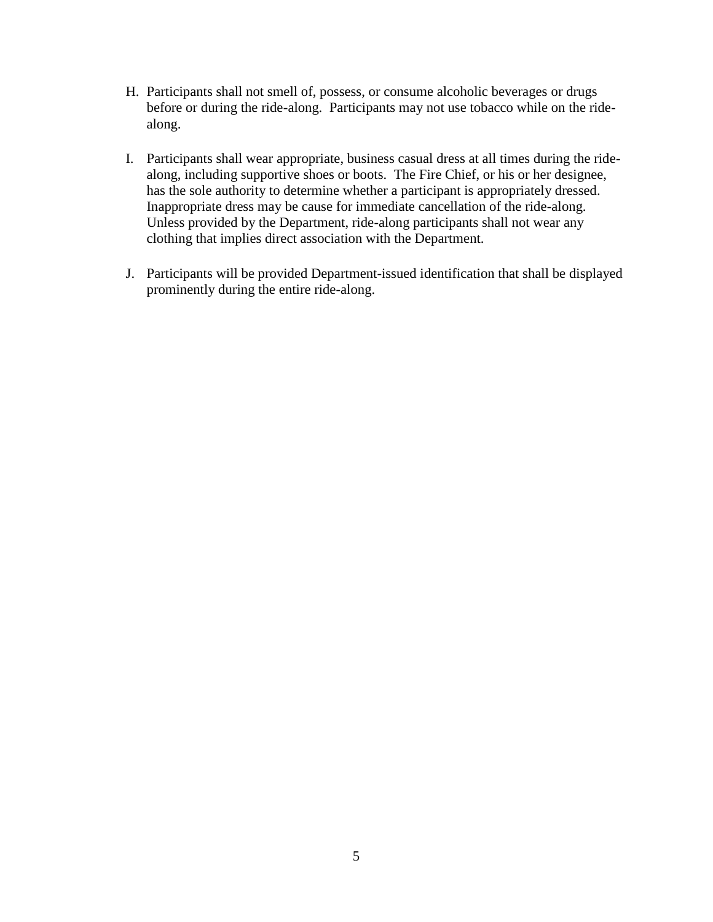H. Participants shall not smell of, possess, or consume alcoholic beverages or drugs before or during the ride-along. Participants may not use tobacco while on the ride-along.

I. Participants shall wear appropriate, business casual dress at all times during the ride-along, including supportive shoes or boots. The Fire Chief, or his or her designee, has the sole authority to determine whether a participant is appropriately dressed. Inappropriate dress may be cause for immediate cancellation of the ride-along. Unless provided by the Department, ride-along participants shall not wear any clothing that implies direct association with the Department.

J. Participants will be provided Department-issued identification that shall be displayed prominently during the entire ride-along.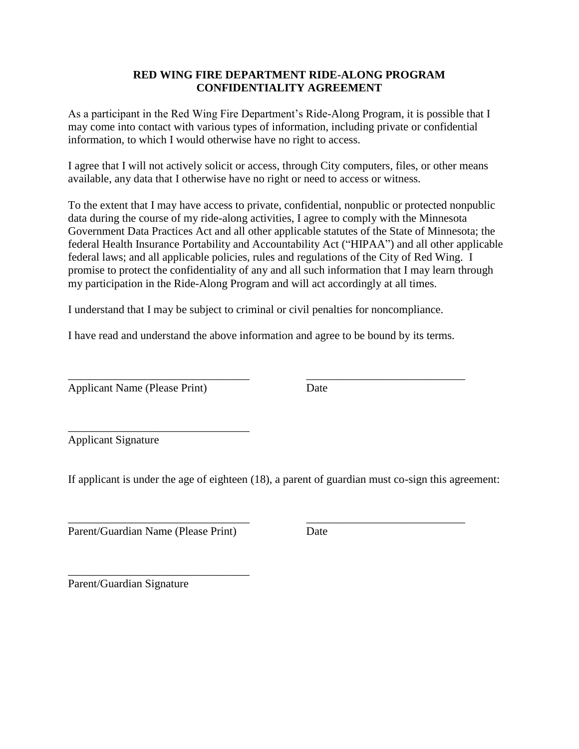**RED WING FIRE DEPARTMENT RIDE-ALONG PROGRAM**
**CONFIDENTIALITY AGREEMENT**

As a participant in the Red Wing Fire Department's Ride-Along Program, it is possible that I may come into contact with various types of information, including private or confidential information, to which I would otherwise have no right to access.

I agree that I will not actively solicit or access, through City computers, files, or other means available, any data that I otherwise have no right or need to access or witness.

To the extent that I may have access to private, confidential, nonpublic or protected nonpublic data during the course of my ride-along activities, I agree to comply with the Minnesota Government Data Practices Act and all other applicable statutes of the State of Minnesota; the federal Health Insurance Portability and Accountability Act ("HIPAA") and all other applicable federal laws; and all applicable policies, rules and regulations of the City of Red Wing. I promise to protect the confidentiality of any and all such information that I may learn through my participation in the Ride-Along Program and will act accordingly at all times.

I understand that I may be subject to criminal or civil penalties for noncompliance.

I have read and understand the above information and agree to be bound by its terms.

________________________________ ____________________________
Applicant Name (Please Print) Date

________________________________
Applicant Signature

If applicant is under the age of eighteen (18), a parent of guardian must co-sign this agreement:

________________________________ ____________________________
Parent/Guardian Name (Please Print) Date

________________________________
Parent/Guardian Signature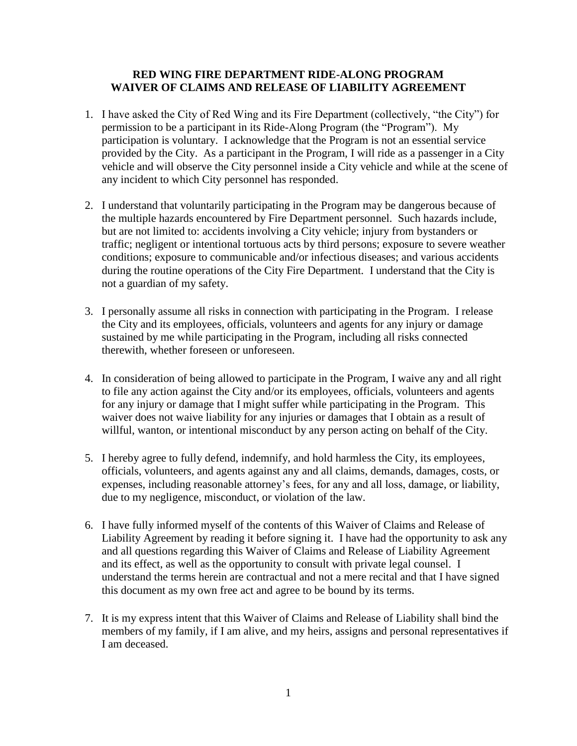# RED WING FIRE DEPARTMENT RIDE-ALONG PROGRAM
# WAIVER OF CLAIMS AND RELEASE OF LIABILITY AGREEMENT

1. I have asked the City of Red Wing and its Fire Department (collectively, "the City") for permission to be a participant in its Ride-Along Program (the "Program"). My participation is voluntary. I acknowledge that the Program is not an essential service provided by the City. As a participant in the Program, I will ride as a passenger in a City vehicle and will observe the City personnel inside a City vehicle and while at the scene of any incident to which City personnel has responded.

2. I understand that voluntarily participating in the Program may be dangerous because of the multiple hazards encountered by Fire Department personnel. Such hazards include, but are not limited to: accidents involving a City vehicle; injury from bystanders or traffic; negligent or intentional tortuous acts by third persons; exposure to severe weather conditions; exposure to communicable and/or infectious diseases; and various accidents during the routine operations of the City Fire Department. I understand that the City is not a guardian of my safety.

3. I personally assume all risks in connection with participating in the Program. I release the City and its employees, officials, volunteers and agents for any injury or damage sustained by me while participating in the Program, including all risks connected therewith, whether foreseen or unforeseen.

4. In consideration of being allowed to participate in the Program, I waive any and all right to file any action against the City and/or its employees, officials, volunteers and agents for any injury or damage that I might suffer while participating in the Program. This waiver does not waive liability for any injuries or damages that I obtain as a result of willful, wanton, or intentional misconduct by any person acting on behalf of the City.

5. I hereby agree to fully defend, indemnify, and hold harmless the City, its employees, officials, volunteers, and agents against any and all claims, demands, damages, costs, or expenses, including reasonable attorney's fees, for any and all loss, damage, or liability, due to my negligence, misconduct, or violation of the law.

6. I have fully informed myself of the contents of this Waiver of Claims and Release of Liability Agreement by reading it before signing it. I have had the opportunity to ask any and all questions regarding this Waiver of Claims and Release of Liability Agreement and its effect, as well as the opportunity to consult with private legal counsel. I understand the terms herein are contractual and not a mere recital and that I have signed this document as my own free act and agree to be bound by its terms.

7. It is my express intent that this Waiver of Claims and Release of Liability shall bind the members of my family, if I am alive, and my heirs, assigns and personal representatives if I am deceased.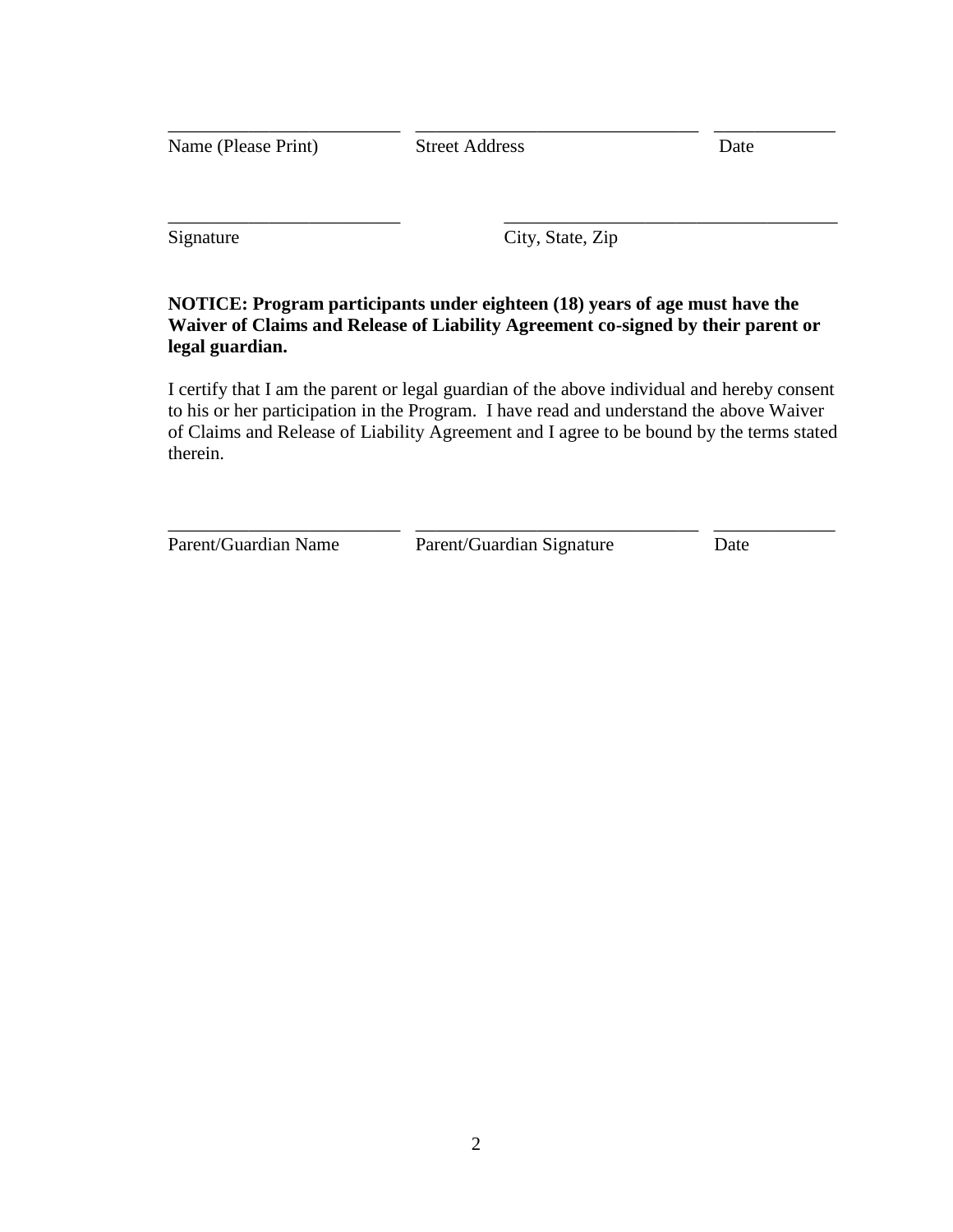\_\_\_\_\_\_\_\_\_\_\_\_\_\_\_\_\_\_\_\_\_\_\_\_\_ \_\_\_\_\_\_\_\_\_\_\_\_\_\_\_\_\_\_\_\_\_\_\_\_\_\_\_\_\_\_ \_\_\_\_\_\_\_\_\_\_\_\_\_
Name (Please Print) Street Address Date

\_\_\_\_\_\_\_\_\_\_\_\_\_\_\_\_\_\_\_\_\_\_\_\_\_ \_\_\_\_\_\_\_\_\_\_\_\_\_\_\_\_\_\_\_\_\_\_\_\_\_\_\_\_\_\_\_\_\_\_\_\_
Signature City, State, Zip

**NOTICE: Program participants under eighteen (18) years of age must have the Waiver of Claims and Release of Liability Agreement co-signed by their parent or legal guardian.**

I certify that I am the parent or legal guardian of the above individual and hereby consent to his or her participation in the Program. I have read and understand the above Waiver of Claims and Release of Liability Agreement and I agree to be bound by the terms stated therein.

\_\_\_\_\_\_\_\_\_\_\_\_\_\_\_\_\_\_\_\_\_\_\_\_\_ \_\_\_\_\_\_\_\_\_\_\_\_\_\_\_\_\_\_\_\_\_\_\_\_\_\_\_\_\_\_ \_\_\_\_\_\_\_\_\_\_\_\_\_
Parent/Guardian Name Parent/Guardian Signature Date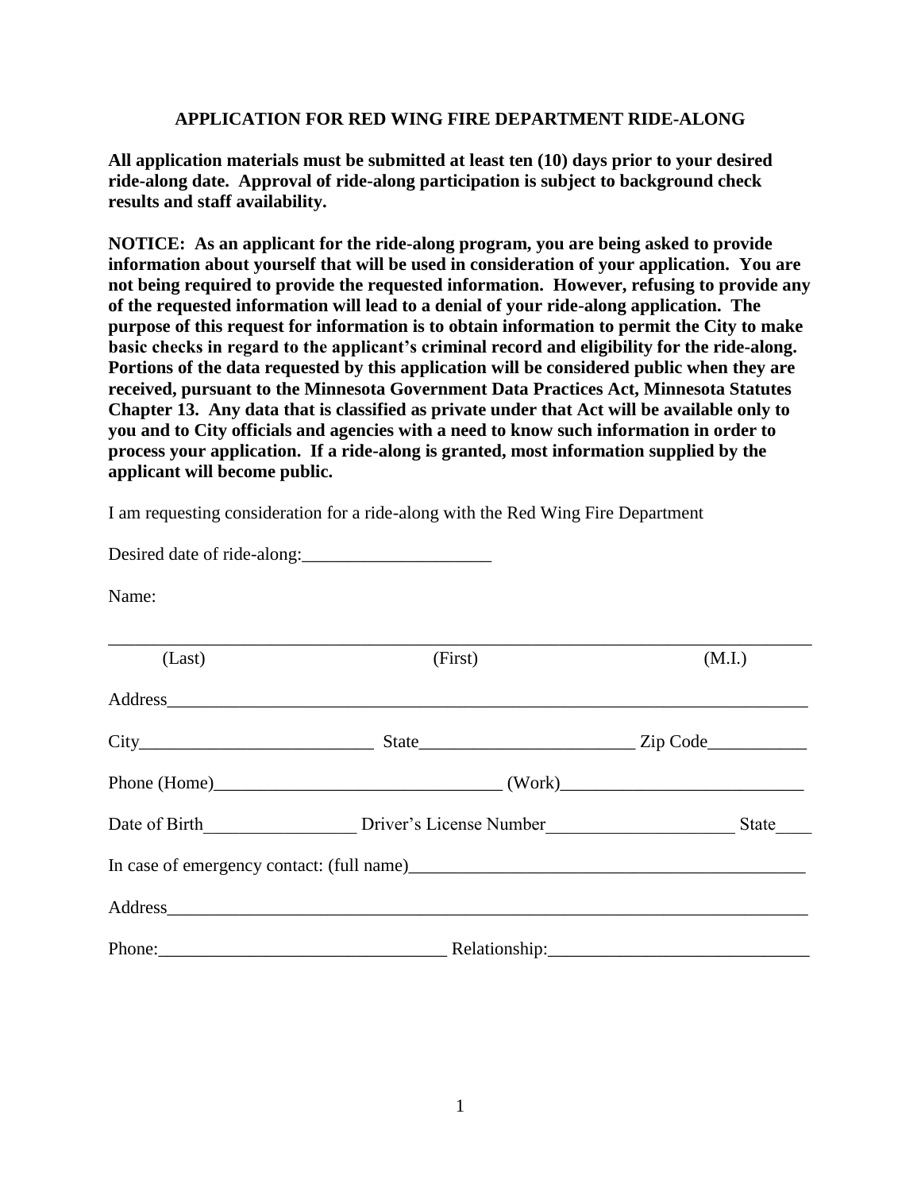# APPLICATION FOR RED WING FIRE DEPARTMENT RIDE-ALONG

**All application materials must be submitted at least ten (10) days prior to your desired ride-along date. Approval of ride-along participation is subject to background check results and staff availability.**

**NOTICE: As an applicant for the ride-along program, you are being asked to provide information about yourself that will be used in consideration of your application. You are not being required to provide the requested information. However, refusing to provide any of the requested information will lead to a denial of your ride-along application. The purpose of this request for information is to obtain information to permit the City to make basic checks in regard to the applicant's criminal record and eligibility for the ride-along. Portions of the data requested by this application will be considered public when they are received, pursuant to the Minnesota Government Data Practices Act, Minnesota Statutes Chapter 13. Any data that is classified as private under that Act will be available only to you and to City officials and agencies with a need to know such information in order to process your application. If a ride-along is granted, most information supplied by the applicant will become public.**

I am requesting consideration for a ride-along with the Red Wing Fire Department

Desired date of ride-along:_____________________

Name:

___________________________________________________________________________

(Last) (First) (M.I.)

Address___________________________________________________________________________

City__________________________ State________________________ Zip Code___________

Phone (Home)_______________________________ (Work)__________________________

Date of Birth_________________ Driver's License Number_____________________ State____

In case of emergency contact: (full name)_____________________________________________

Address___________________________________________________________________________

Phone:________________________________ Relationship:_____________________________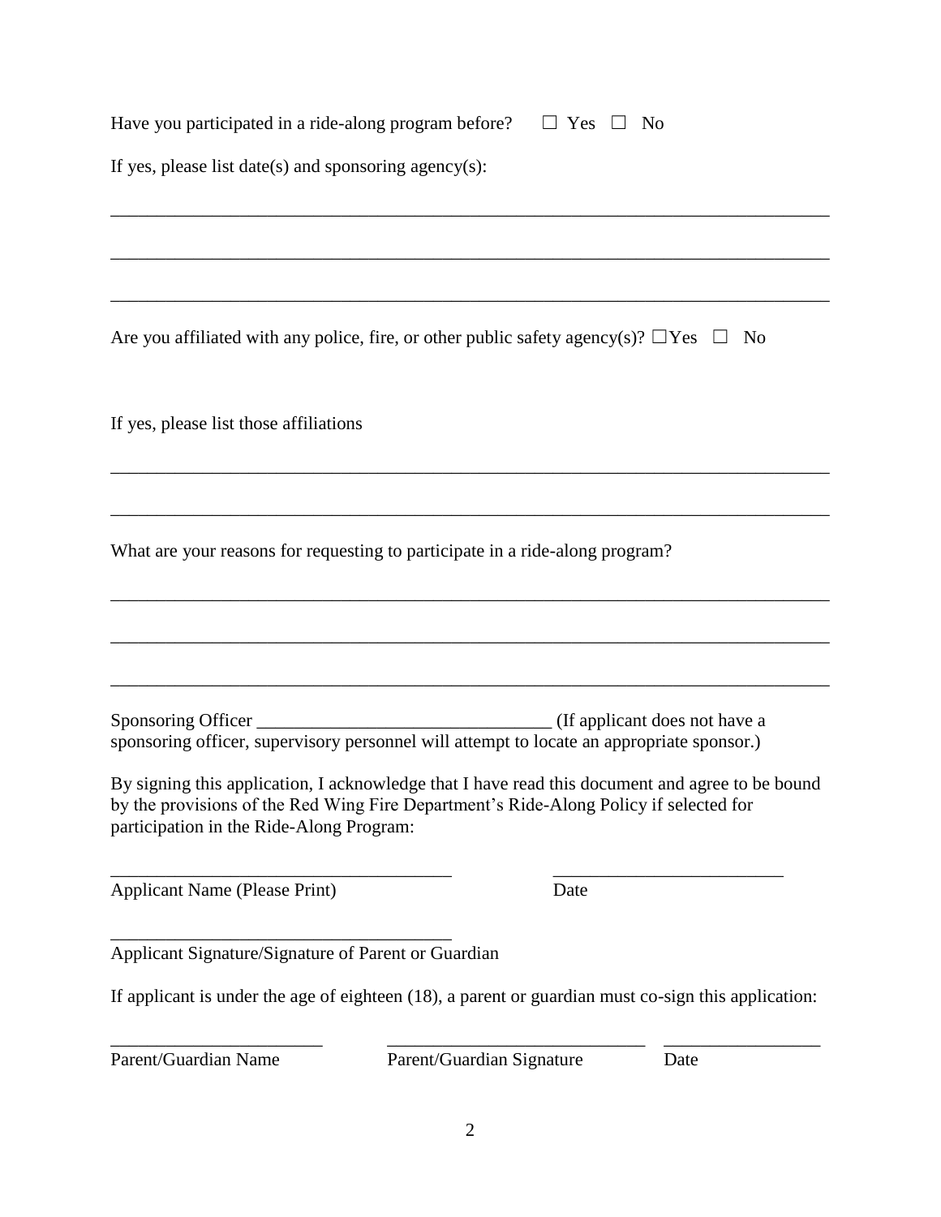Have you participated in a ride-along program before? ☐ Yes ☐ No

If yes, please list date(s) and sponsoring agency(s):

_____________________________________________________________________________

_____________________________________________________________________________

_____________________________________________________________________________

Are you affiliated with any police, fire, or other public safety agency(s)? ☐Yes ☐ No

If yes, please list those affiliations

_____________________________________________________________________________

_____________________________________________________________________________

What are your reasons for requesting to participate in a ride-along program?

_____________________________________________________________________________

_____________________________________________________________________________

_____________________________________________________________________________

Sponsoring Officer ________________________________ (If applicant does not have a sponsoring officer, supervisory personnel will attempt to locate an appropriate sponsor.)

By signing this application, I acknowledge that I have read this document and agree to be bound by the provisions of the Red Wing Fire Department's Ride-Along Policy if selected for participation in the Ride-Along Program:

______________________________________ ________________________
Applicant Name (Please Print) Date

______________________________________
Applicant Signature/Signature of Parent or Guardian

If applicant is under the age of eighteen (18), a parent or guardian must co-sign this application:

_______________________ ____________________________ _________________
Parent/Guardian Name Parent/Guardian Signature Date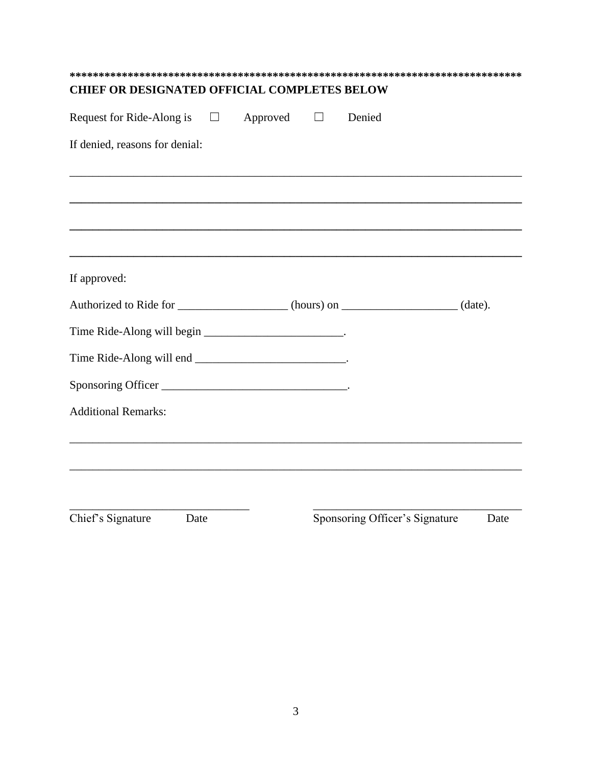*******************************************************************************

**CHIEF OR DESIGNATED OFFICIAL COMPLETES BELOW**

Request for Ride-Along is ☐ Approved ☐ Denied

If denied, reasons for denial:

______________________________________________________________________________

______________________________________________________________________________

______________________________________________________________________________

______________________________________________________________________________

If approved:

Authorized to Ride for __________________ (hours) on ___________________ (date).

Time Ride-Along will begin _______________________.

Time Ride-Along will end _________________________.

Sponsoring Officer ______________________________.

Additional Remarks:

______________________________________________________________________________

______________________________________________________________________________

_______________________________ _____________________________________

Chief's Signature Date Sponsoring Officer's Signature Date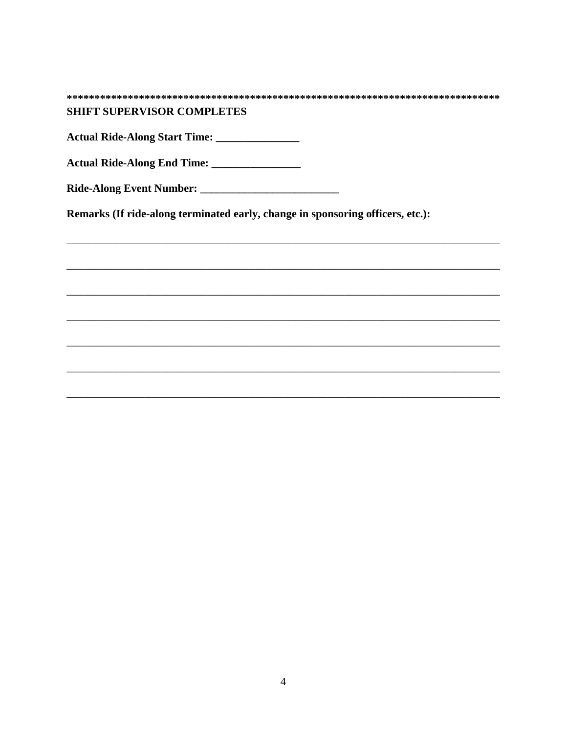********************************************************************************
**SHIFT SUPERVISOR COMPLETES**

**Actual Ride-Along Start Time: _______________**

**Actual Ride-Along End Time: ________________**

**Ride-Along Event Number: _________________________**

**Remarks (If ride-along terminated early, change in sponsoring officers, etc.):**

________________________________________________________________________________

________________________________________________________________________________

________________________________________________________________________________

________________________________________________________________________________

________________________________________________________________________________

________________________________________________________________________________

________________________________________________________________________________